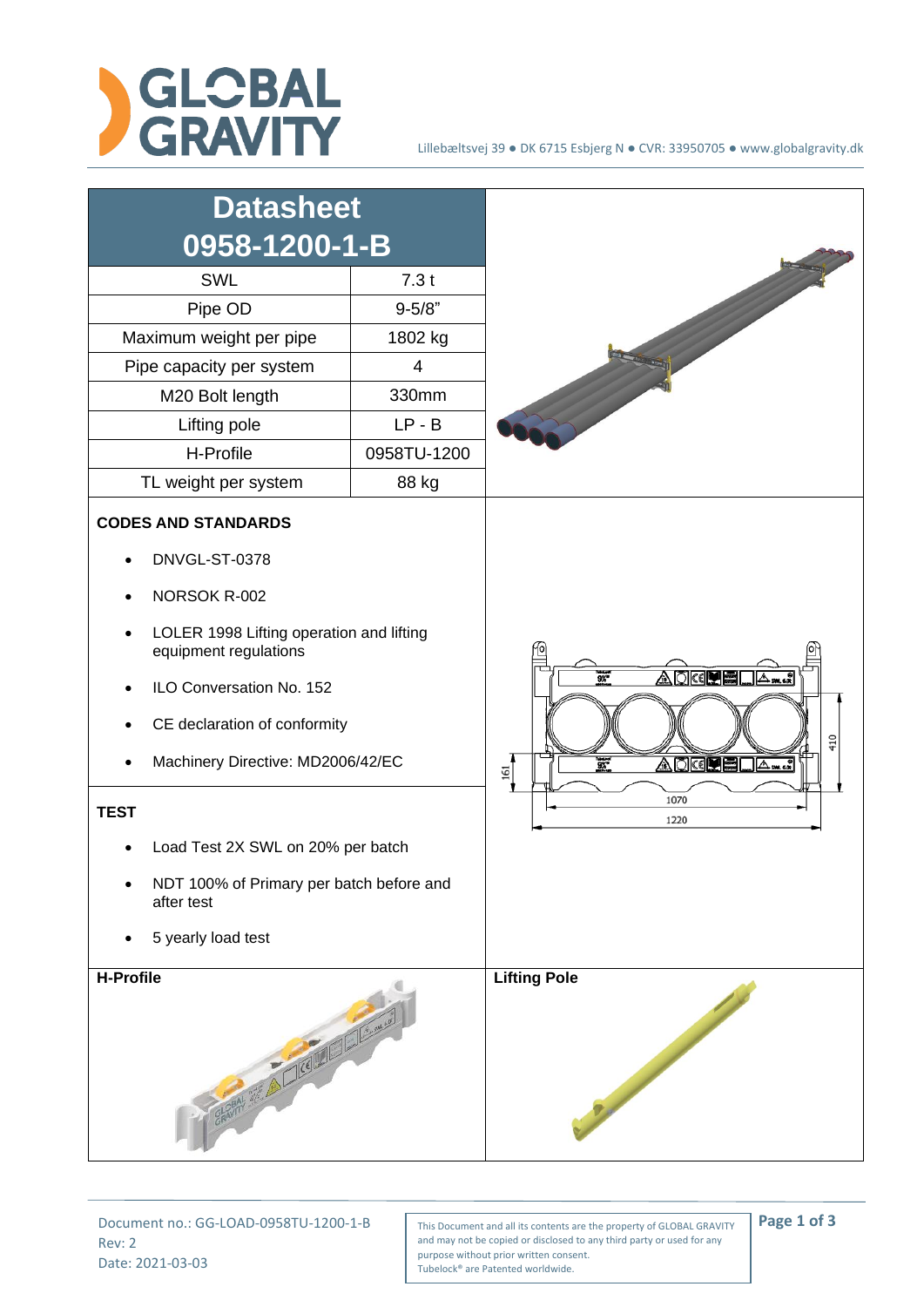Lillebæltsvej 39 ● DK 6715 Esbjerg N ● CVR: 33950705 ● www.globalgravity.dk

# Datasheet 0958-1200-1-B

| | |
|---|---|
| SWL | 7.3 t |
| Pipe OD | 9-5/8" |
| Maximum weight per pipe | 1802 kg |
| Pipe capacity per system | 4 |
| M20 Bolt length | 330mm |
| Lifting pole | LP - B |
| H-Profile | 0958TU-1200 |
| TL weight per system | 88 kg |

**CODES AND STANDARDS**

- DNVGL-ST-0378
- NORSOK R-002
- LOLER 1998 Lifting operation and lifting equipment regulations
- ILO Conversation No. 152
- CE declaration of conformity
- Machinery Directive: MD2006/42/EC

**TEST**

- Load Test 2X SWL on 20% per batch
- NDT 100% of Primary per batch before and after test
- 5 yearly load test

161

410

1070

1220

**H-Profile**

**Lifting Pole**

Document no.: GG-LOAD-0958TU-1200-1-B
Rev: 2
Date: 2021-03-03

This Document and all its contents are the property of GLOBAL GRAVITY and may not be copied or disclosed to any third party or used for any purpose without prior written consent.
Tubelock® are Patented worldwide.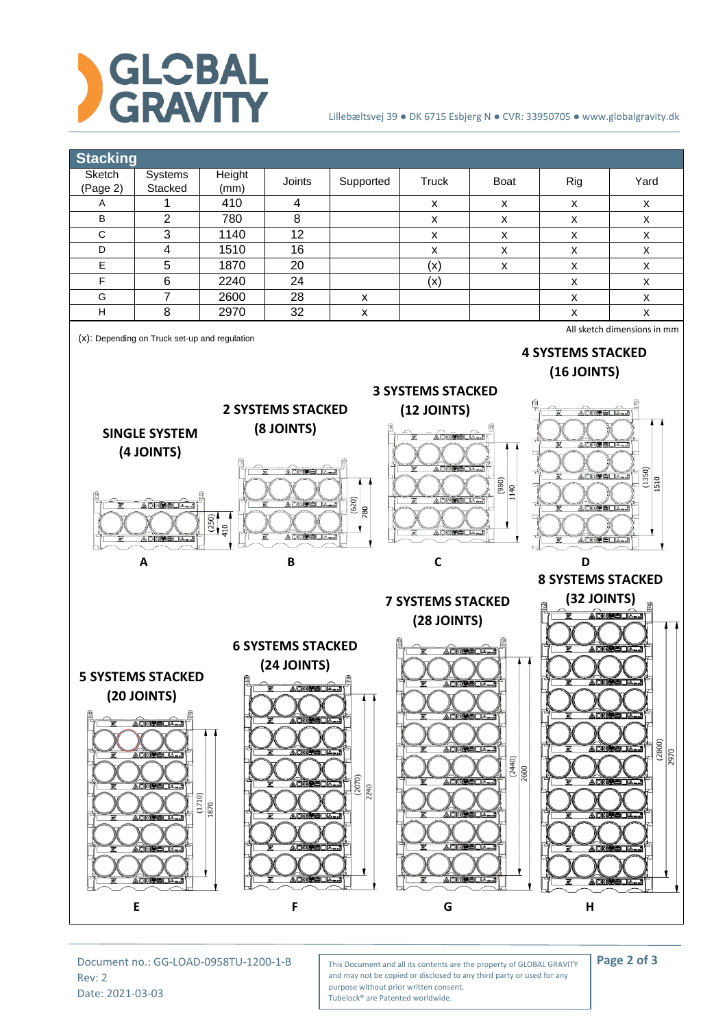## Stacking

| Sketch (Page 2) | Systems Stacked | Height (mm) | Joints | Supported | Truck | Boat | Rig | Yard |
|---|---|---|---|---|---|---|---|---|
| A | 1 | 410 | 4 | | x | x | x | x |
| B | 2 | 780 | 8 | | x | x | x | x |
| C | 3 | 1140 | 12 | | x | x | x | x |
| D | 4 | 1510 | 16 | | x | x | x | x |
| E | 5 | 1870 | 20 | | (x) | x | x | x |
| F | 6 | 2240 | 24 | | (x) | | x | x |
| G | 7 | 2600 | 28 | x | | | x | x |
| H | 8 | 2970 | 32 | x | | | x | x |

(x): Depending on Truck set-up and regulation

All sketch dimensions in mm

**SINGLE SYSTEM (4 JOINTS)** — (250) 410 — **A**

**2 SYSTEMS STACKED (8 JOINTS)** — (620) 780 — **B**

**3 SYSTEMS STACKED (12 JOINTS)** — (980) 1140 — **C**

**4 SYSTEMS STACKED (16 JOINTS)** — (1350) 1510 — **D**

**5 SYSTEMS STACKED (20 JOINTS)** — (1710) 1870 — **E**

**6 SYSTEMS STACKED (24 JOINTS)** — (2070) 2240 — **F**

**7 SYSTEMS STACKED (28 JOINTS)** — (2440) 2600 — **G**

**8 SYSTEMS STACKED (32 JOINTS)** — (2800) 2970 — **H**

Document no.: GG-LOAD-0958TU-1200-1-B
Rev: 2
Date: 2021-03-03

This Document and all its contents are the property of GLOBAL GRAVITY and may not be copied or disclosed to any third party or used for any purpose without prior written consent.
Tubelock® are Patented worldwide.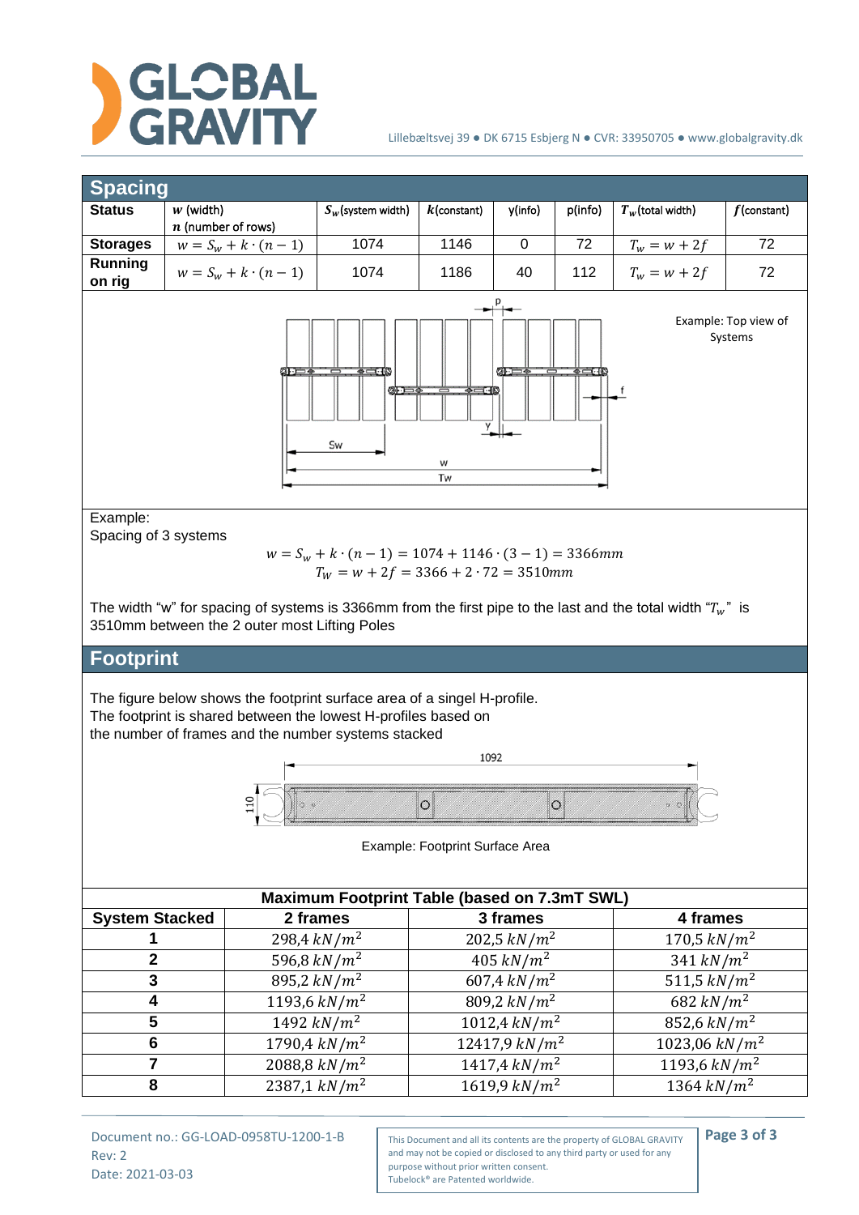## Spacing

| Status | $w$ (width) $n$ (number of rows) | $S_w$(system width) | $k$(constant) | y(info) | p(info) | $T_w$(total width) | $f$(constant) |
|---|---|---|---|---|---|---|---|
| **Storages** | $w = S_w + k \cdot (n-1)$ | 1074 | 1146 | 0 | 72 | $T_w = w + 2f$ | 72 |
| **Running on rig** | $w = S_w + k \cdot (n-1)$ | 1074 | 1186 | 40 | 112 | $T_w = w + 2f$ | 72 |

p

Sw

y

f

w

Tw

Example: Top view of Systems

Example:
Spacing of 3 systems

$$w = S_w + k \cdot (n-1) = 1074 + 1146 \cdot (3-1) = 3366mm$$
$$T_W = w + 2f = 3366 + 2 \cdot 72 = 3510mm$$

The width "w" for spacing of systems is 3366mm from the first pipe to the last and the total width "$T_w$" is 3510mm between the 2 outer most Lifting Poles

## Footprint

The figure below shows the footprint surface area of a singel H-profile.
The footprint is shared between the lowest H-profiles based on
the number of frames and the number systems stacked

1092

110

Example: Footprint Surface Area

| **Maximum Footprint Table (based on 7.3mT SWL)** | | | |
|---|---|---|---|
| **System Stacked** | **2 frames** | **3 frames** | **4 frames** |
| **1** | 298,4 $kN/m^2$ | 202,5 $kN/m^2$ | 170,5 $kN/m^2$ |
| **2** | 596,8 $kN/m^2$ | 405 $kN/m^2$ | 341 $kN/m^2$ |
| **3** | 895,2 $kN/m^2$ | 607,4 $kN/m^2$ | 511,5 $kN/m^2$ |
| **4** | 1193,6 $kN/m^2$ | 809,2 $kN/m^2$ | 682 $kN/m^2$ |
| **5** | 1492 $kN/m^2$ | 1012,4 $kN/m^2$ | 852,6 $kN/m^2$ |
| **6** | 1790,4 $kN/m^2$ | 12417,9 $kN/m^2$ | 1023,06 $kN/m^2$ |
| **7** | 2088,8 $kN/m^2$ | 1417,4 $kN/m^2$ | 1193,6 $kN/m^2$ |
| **8** | 2387,1 $kN/m^2$ | 1619,9 $kN/m^2$ | 1364 $kN/m^2$ |

Document no.: GG-LOAD-0958TU-1200-1-B
Rev: 2
Date: 2021-03-03

This Document and all its contents are the property of GLOBAL GRAVITY and may not be copied or disclosed to any third party or used for any purpose without prior written consent.
Tubelock® are Patented worldwide.